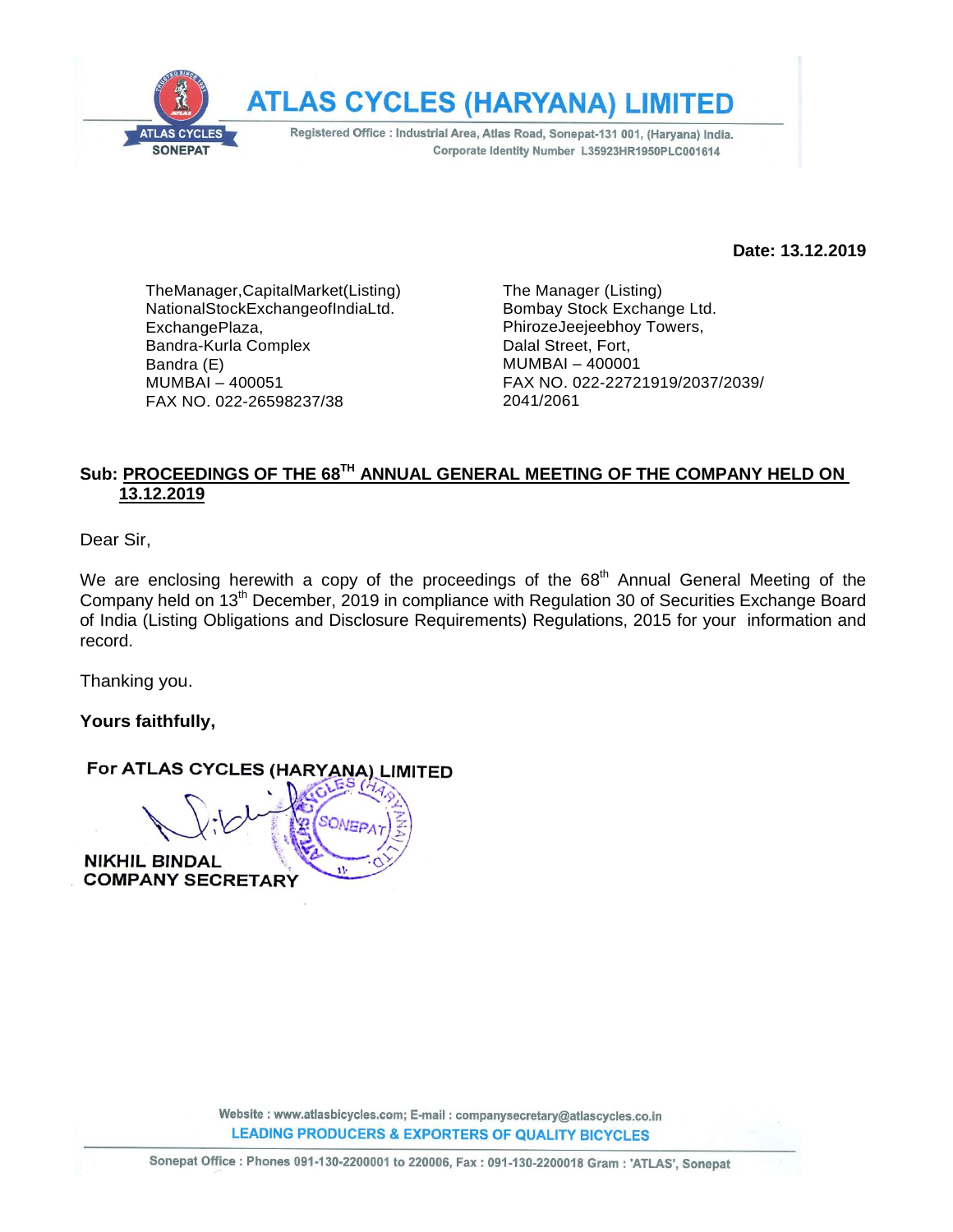# ATLAS CYCLES (HARYANA) LIMITED

Registered Office : Industrial Area, Atlas Road, Sonepat-131 001, (Haryana) India.
Corporate Identity Number L35923HR1950PLC001614

**Date: 13.12.2019**

TheManager,CapitalMarket(Listing)
NationalStockExchangeofIndiaLtd.
ExchangePlaza,
Bandra-Kurla Complex
Bandra (E)
MUMBAI – 400051
FAX NO. 022-26598237/38

The Manager (Listing)
Bombay Stock Exchange Ltd.
PhirozeJeejeebhoy Towers,
Dalal Street, Fort,
MUMBAI – 400001
FAX NO. 022-22721919/2037/2039/
2041/2061

**Sub: PROCEEDINGS OF THE 68TH ANNUAL GENERAL MEETING OF THE COMPANY HELD ON 13.12.2019**

Dear Sir,

We are enclosing herewith a copy of the proceedings of the 68th Annual General Meeting of the Company held on 13th December, 2019 in compliance with Regulation 30 of Securities Exchange Board of India (Listing Obligations and Disclosure Requirements) Regulations, 2015 for your information and record.

Thanking you.

**Yours faithfully,**

**For ATLAS CYCLES (HARYANA) LIMITED**

**NIKHIL BINDAL**
**COMPANY SECRETARY**

Website : www.atlasbicycles.com; E-mail : companysecretary@atlascycles.co.in
LEADING PRODUCERS & EXPORTERS OF QUALITY BICYCLES

Sonepat Office : Phones 091-130-2200001 to 220006, Fax : 091-130-2200018 Gram : 'ATLAS', Sonepat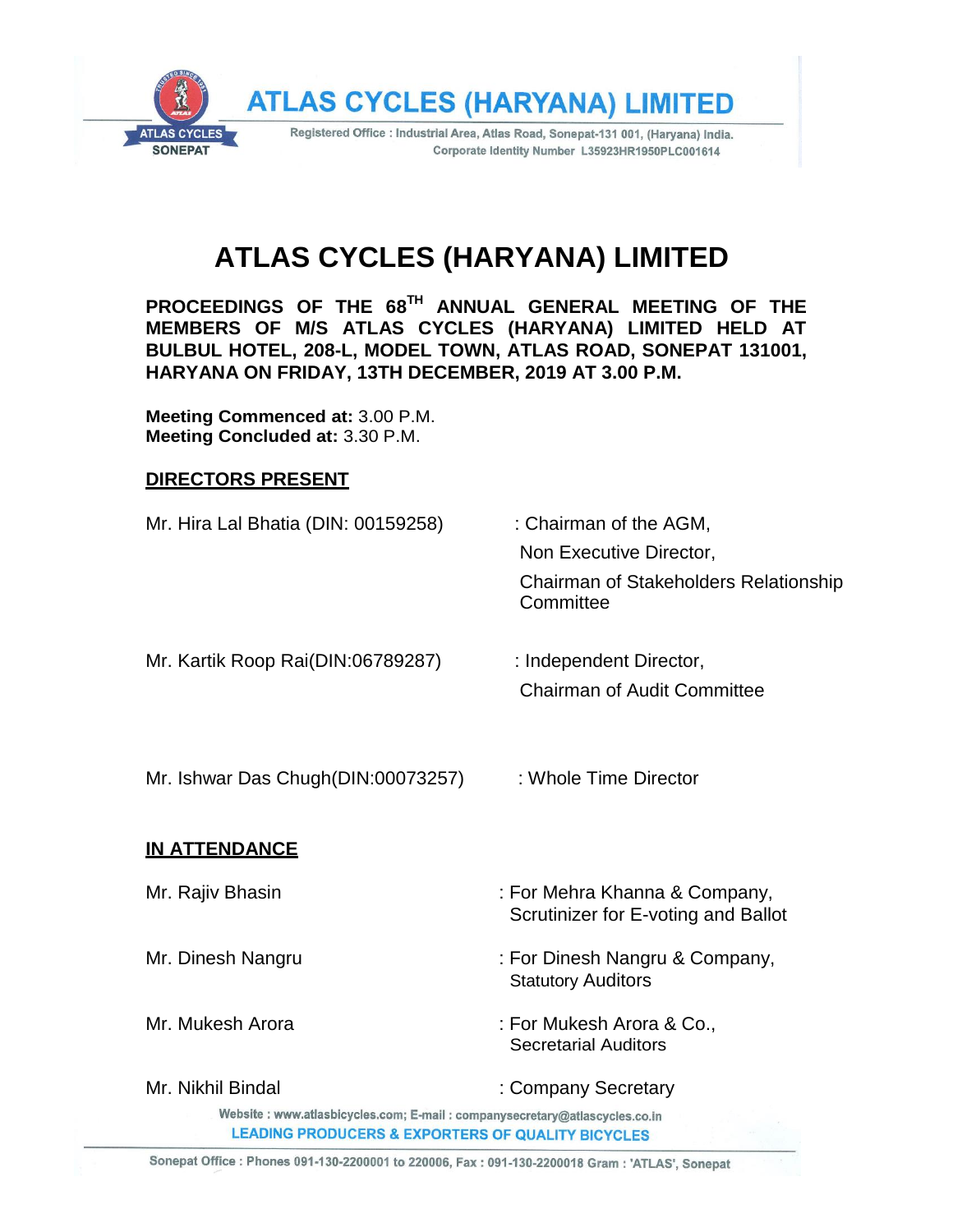# ATLAS CYCLES (HARYANA) LIMITED

**PROCEEDINGS OF THE 68TH ANNUAL GENERAL MEETING OF THE MEMBERS OF M/S ATLAS CYCLES (HARYANA) LIMITED HELD AT BULBUL HOTEL, 208-L, MODEL TOWN, ATLAS ROAD, SONEPAT 131001, HARYANA ON FRIDAY, 13TH DECEMBER, 2019 AT 3.00 P.M.**

**Meeting Commenced at:** 3.00 P.M.
**Meeting Concluded at:** 3.30 P.M.

## DIRECTORS PRESENT

| | |
|---|---|
| Mr. Hira Lal Bhatia (DIN: 00159258) | : Chairman of the AGM, Non Executive Director, Chairman of Stakeholders Relationship Committee |
| Mr. Kartik Roop Rai(DIN:06789287) | : Independent Director, Chairman of Audit Committee |
| Mr. Ishwar Das Chugh(DIN:00073257) | : Whole Time Director |

## IN ATTENDANCE

| | |
|---|---|
| Mr. Rajiv Bhasin | : For Mehra Khanna & Company, Scrutinizer for E-voting and Ballot |
| Mr. Dinesh Nangru | : For Dinesh Nangru & Company, Statutory Auditors |
| Mr. Mukesh Arora | : For Mukesh Arora & Co., Secretarial Auditors |
| Mr. Nikhil Bindal | : Company Secretary |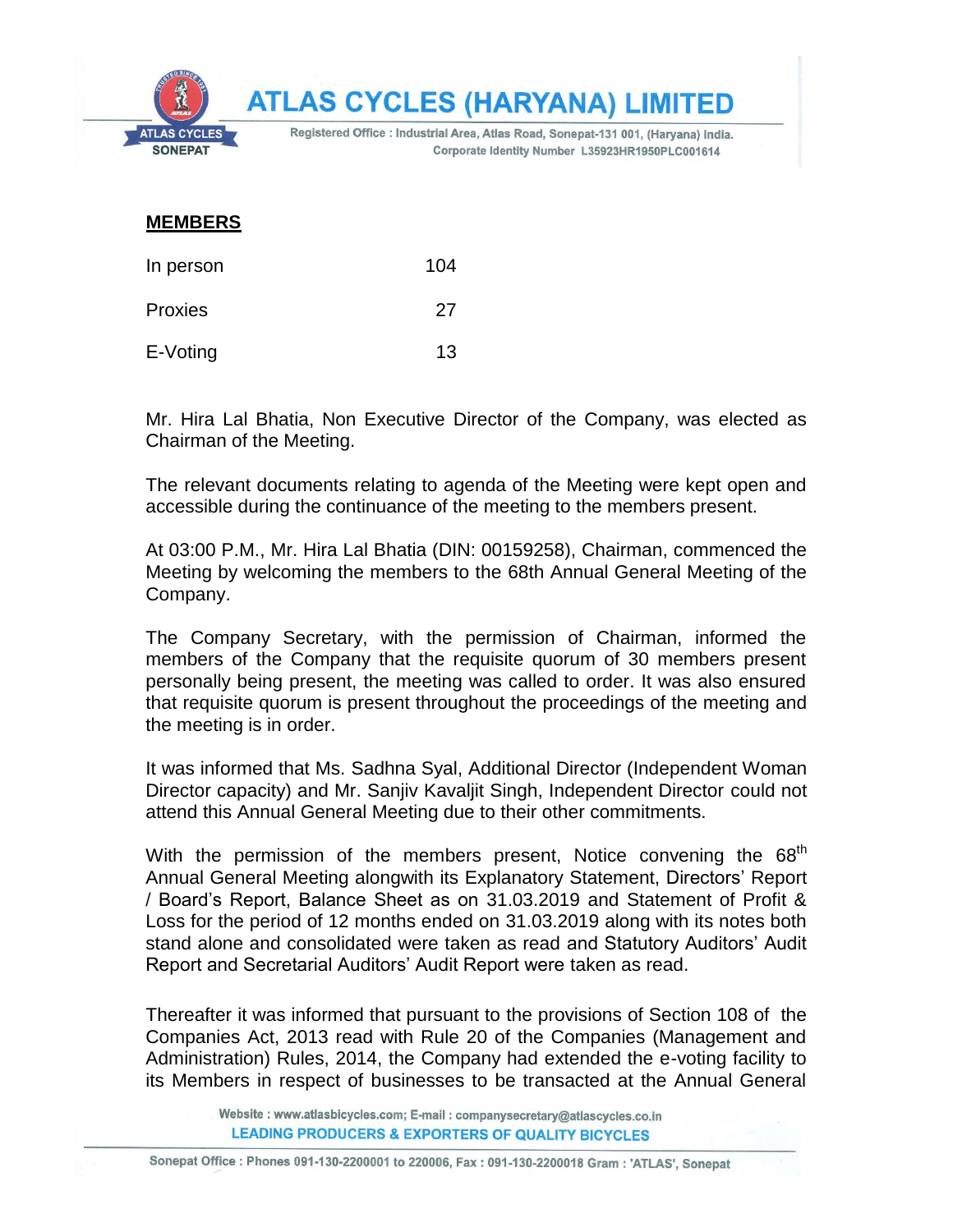## MEMBERS

| | |
|---|---|
| In person | 104 |
| Proxies | 27 |
| E-Voting | 13 |

Mr. Hira Lal Bhatia, Non Executive Director of the Company, was elected as Chairman of the Meeting.

The relevant documents relating to agenda of the Meeting were kept open and accessible during the continuance of the meeting to the members present.

At 03:00 P.M., Mr. Hira Lal Bhatia (DIN: 00159258), Chairman, commenced the Meeting by welcoming the members to the 68th Annual General Meeting of the Company.

The Company Secretary, with the permission of Chairman, informed the members of the Company that the requisite quorum of 30 members present personally being present, the meeting was called to order. It was also ensured that requisite quorum is present throughout the proceedings of the meeting and the meeting is in order.

It was informed that Ms. Sadhna Syal, Additional Director (Independent Woman Director capacity) and Mr. Sanjiv Kavaljit Singh, Independent Director could not attend this Annual General Meeting due to their other commitments.

With the permission of the members present, Notice convening the 68th Annual General Meeting alongwith its Explanatory Statement, Directors' Report / Board's Report, Balance Sheet as on 31.03.2019 and Statement of Profit & Loss for the period of 12 months ended on 31.03.2019 along with its notes both stand alone and consolidated were taken as read and Statutory Auditors' Audit Report and Secretarial Auditors' Audit Report were taken as read.

Thereafter it was informed that pursuant to the provisions of Section 108 of the Companies Act, 2013 read with Rule 20 of the Companies (Management and Administration) Rules, 2014, the Company had extended the e-voting facility to its Members in respect of businesses to be transacted at the Annual General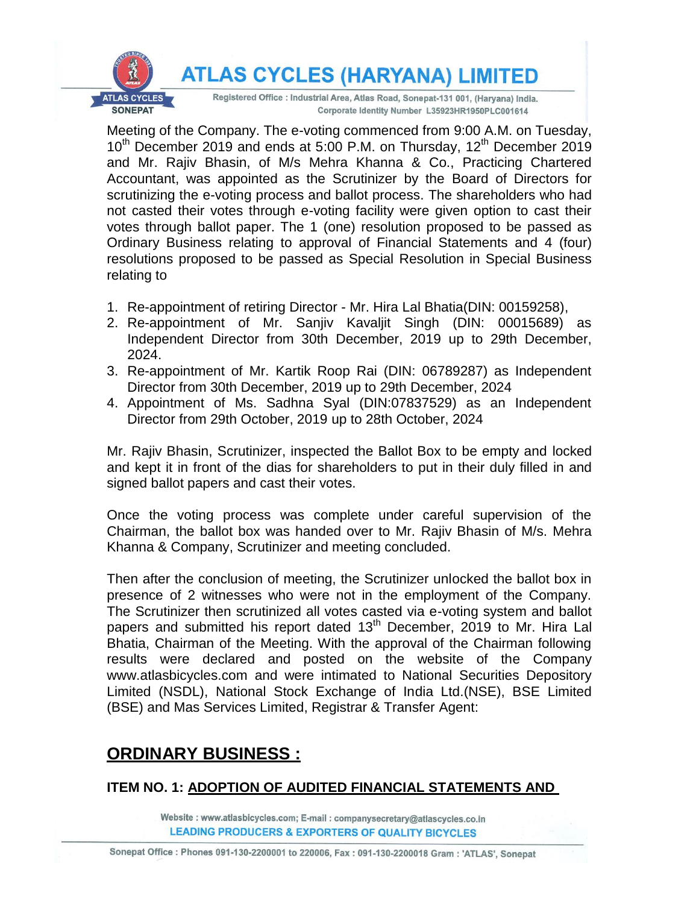Meeting of the Company. The e-voting commenced from 9:00 A.M. on Tuesday, 10th December 2019 and ends at 5:00 P.M. on Thursday, 12th December 2019 and Mr. Rajiv Bhasin, of M/s Mehra Khanna & Co., Practicing Chartered Accountant, was appointed as the Scrutinizer by the Board of Directors for scrutinizing the e-voting process and ballot process. The shareholders who had not casted their votes through e-voting facility were given option to cast their votes through ballot paper. The 1 (one) resolution proposed to be passed as Ordinary Business relating to approval of Financial Statements and 4 (four) resolutions proposed to be passed as Special Resolution in Special Business relating to

1. Re-appointment of retiring Director - Mr. Hira Lal Bhatia(DIN: 00159258),
2. Re-appointment of Mr. Sanjiv Kavaljit Singh (DIN: 00015689) as Independent Director from 30th December, 2019 up to 29th December, 2024.
3. Re-appointment of Mr. Kartik Roop Rai (DIN: 06789287) as Independent Director from 30th December, 2019 up to 29th December, 2024
4. Appointment of Ms. Sadhna Syal (DIN:07837529) as an Independent Director from 29th October, 2019 up to 28th October, 2024

Mr. Rajiv Bhasin, Scrutinizer, inspected the Ballot Box to be empty and locked and kept it in front of the dias for shareholders to put in their duly filled in and signed ballot papers and cast their votes.

Once the voting process was complete under careful supervision of the Chairman, the ballot box was handed over to Mr. Rajiv Bhasin of M/s. Mehra Khanna & Company, Scrutinizer and meeting concluded.

Then after the conclusion of meeting, the Scrutinizer unlocked the ballot box in presence of 2 witnesses who were not in the employment of the Company. The Scrutinizer then scrutinized all votes casted via e-voting system and ballot papers and submitted his report dated 13th December, 2019 to Mr. Hira Lal Bhatia, Chairman of the Meeting. With the approval of the Chairman following results were declared and posted on the website of the Company www.atlasbicycles.com and were intimated to National Securities Depository Limited (NSDL), National Stock Exchange of India Ltd.(NSE), BSE Limited (BSE) and Mas Services Limited, Registrar & Transfer Agent:

## ORDINARY BUSINESS :

**ITEM NO. 1: ADOPTION OF AUDITED FINANCIAL STATEMENTS AND**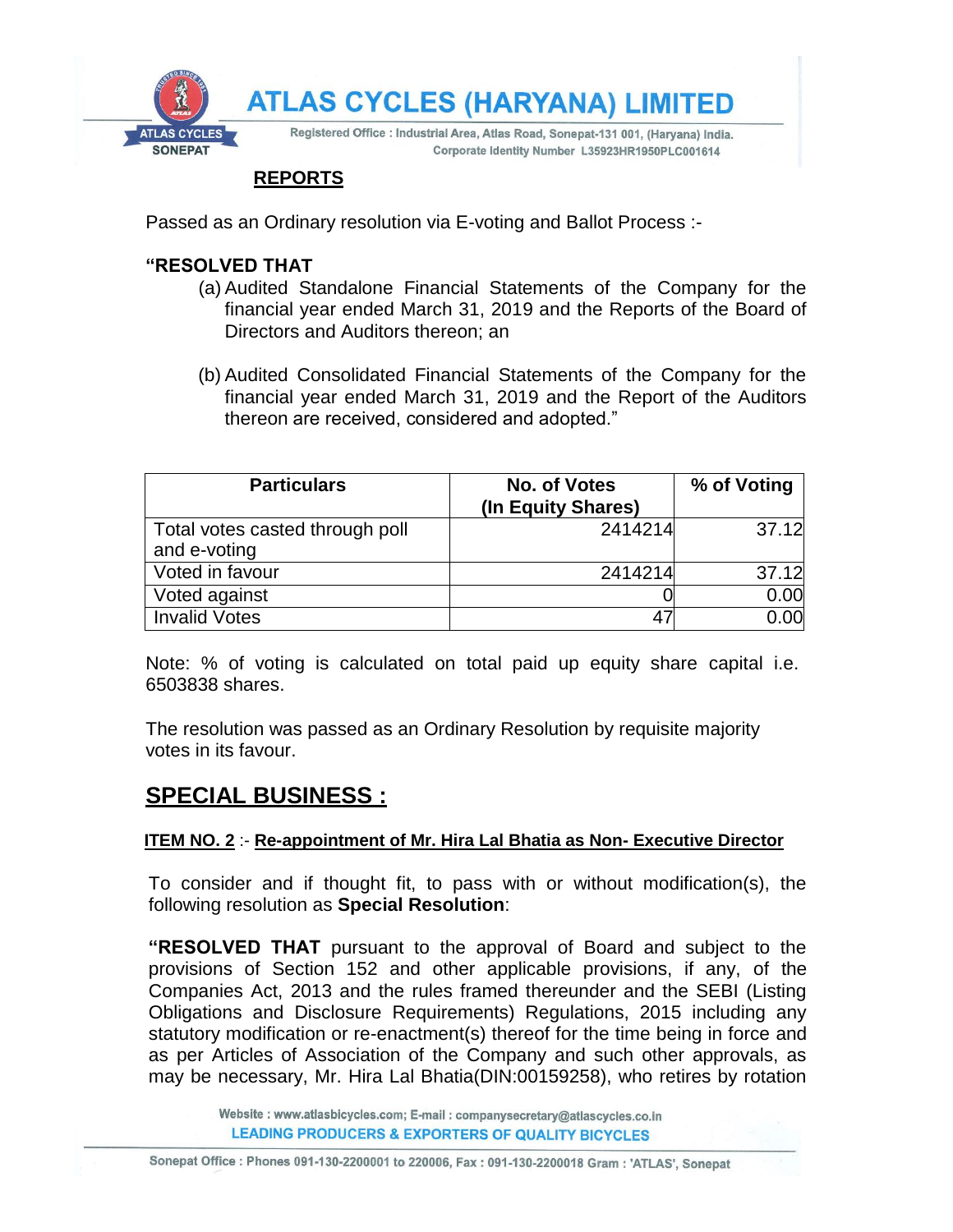## REPORTS

Passed as an Ordinary resolution via E-voting and Ballot Process :-

**"RESOLVED THAT**

(a) Audited Standalone Financial Statements of the Company for the financial year ended March 31, 2019 and the Reports of the Board of Directors and Auditors thereon; an

(b) Audited Consolidated Financial Statements of the Company for the financial year ended March 31, 2019 and the Report of the Auditors thereon are received, considered and adopted."

| Particulars | No. of Votes (In Equity Shares) | % of Voting |
|---|---|---|
| Total votes casted through poll and e-voting | 2414214 | 37.12 |
| Voted in favour | 2414214 | 37.12 |
| Voted against | 0 | 0.00 |
| Invalid Votes | 47 | 0.00 |

Note: % of voting is calculated on total paid up equity share capital i.e. 6503838 shares.

The resolution was passed as an Ordinary Resolution by requisite majority votes in its favour.

## SPECIAL BUSINESS :

**ITEM NO. 2** :- **Re-appointment of Mr. Hira Lal Bhatia as Non- Executive Director**

To consider and if thought fit, to pass with or without modification(s), the following resolution as **Special Resolution**:

**"RESOLVED THAT** pursuant to the approval of Board and subject to the provisions of Section 152 and other applicable provisions, if any, of the Companies Act, 2013 and the rules framed thereunder and the SEBI (Listing Obligations and Disclosure Requirements) Regulations, 2015 including any statutory modification or re-enactment(s) thereof for the time being in force and as per Articles of Association of the Company and such other approvals, as may be necessary, Mr. Hira Lal Bhatia(DIN:00159258), who retires by rotation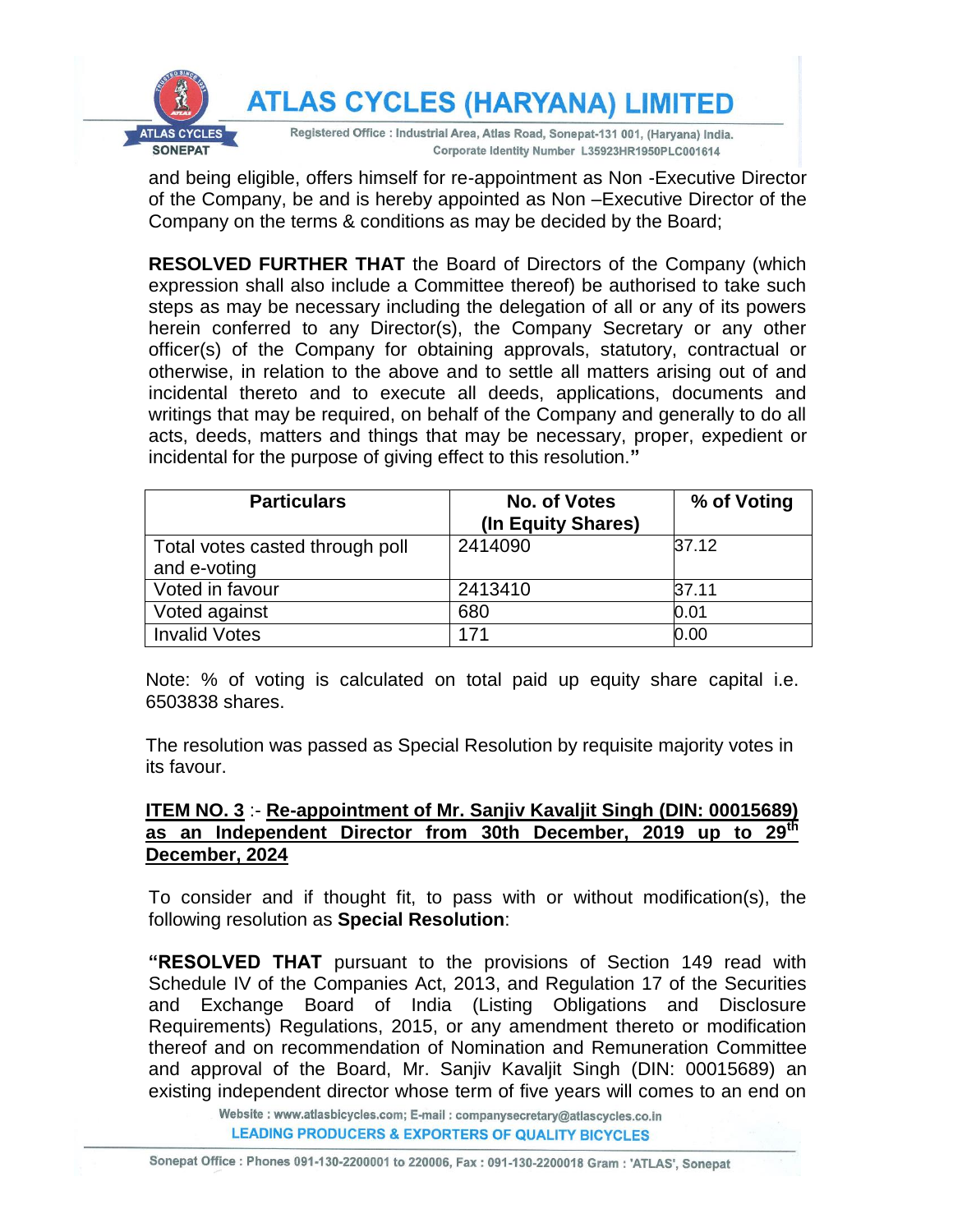and being eligible, offers himself for re-appointment as Non -Executive Director of the Company, be and is hereby appointed as Non –Executive Director of the Company on the terms & conditions as may be decided by the Board;

**RESOLVED FURTHER THAT** the Board of Directors of the Company (which expression shall also include a Committee thereof) be authorised to take such steps as may be necessary including the delegation of all or any of its powers herein conferred to any Director(s), the Company Secretary or any other officer(s) of the Company for obtaining approvals, statutory, contractual or otherwise, in relation to the above and to settle all matters arising out of and incidental thereto and to execute all deeds, applications, documents and writings that may be required, on behalf of the Company and generally to do all acts, deeds, matters and things that may be necessary, proper, expedient or incidental for the purpose of giving effect to this resolution.**"**

| Particulars | No. of Votes (In Equity Shares) | % of Voting |
|---|---|---|
| Total votes casted through poll and e-voting | 2414090 | 37.12 |
| Voted in favour | 2413410 | 37.11 |
| Voted against | 680 | 0.01 |
| Invalid Votes | 171 | 0.00 |

Note: % of voting is calculated on total paid up equity share capital i.e. 6503838 shares.

The resolution was passed as Special Resolution by requisite majority votes in its favour.

**ITEM NO. 3** :- **Re-appointment of Mr. Sanjiv Kavaljit Singh (DIN: 00015689) as an Independent Director from 30th December, 2019 up to 29th December, 2024**

To consider and if thought fit, to pass with or without modification(s), the following resolution as **Special Resolution**:

**"RESOLVED THAT** pursuant to the provisions of Section 149 read with Schedule IV of the Companies Act, 2013, and Regulation 17 of the Securities and Exchange Board of India (Listing Obligations and Disclosure Requirements) Regulations, 2015, or any amendment thereto or modification thereof and on recommendation of Nomination and Remuneration Committee and approval of the Board, Mr. Sanjiv Kavaljit Singh (DIN: 00015689) an existing independent director whose term of five years will comes to an end on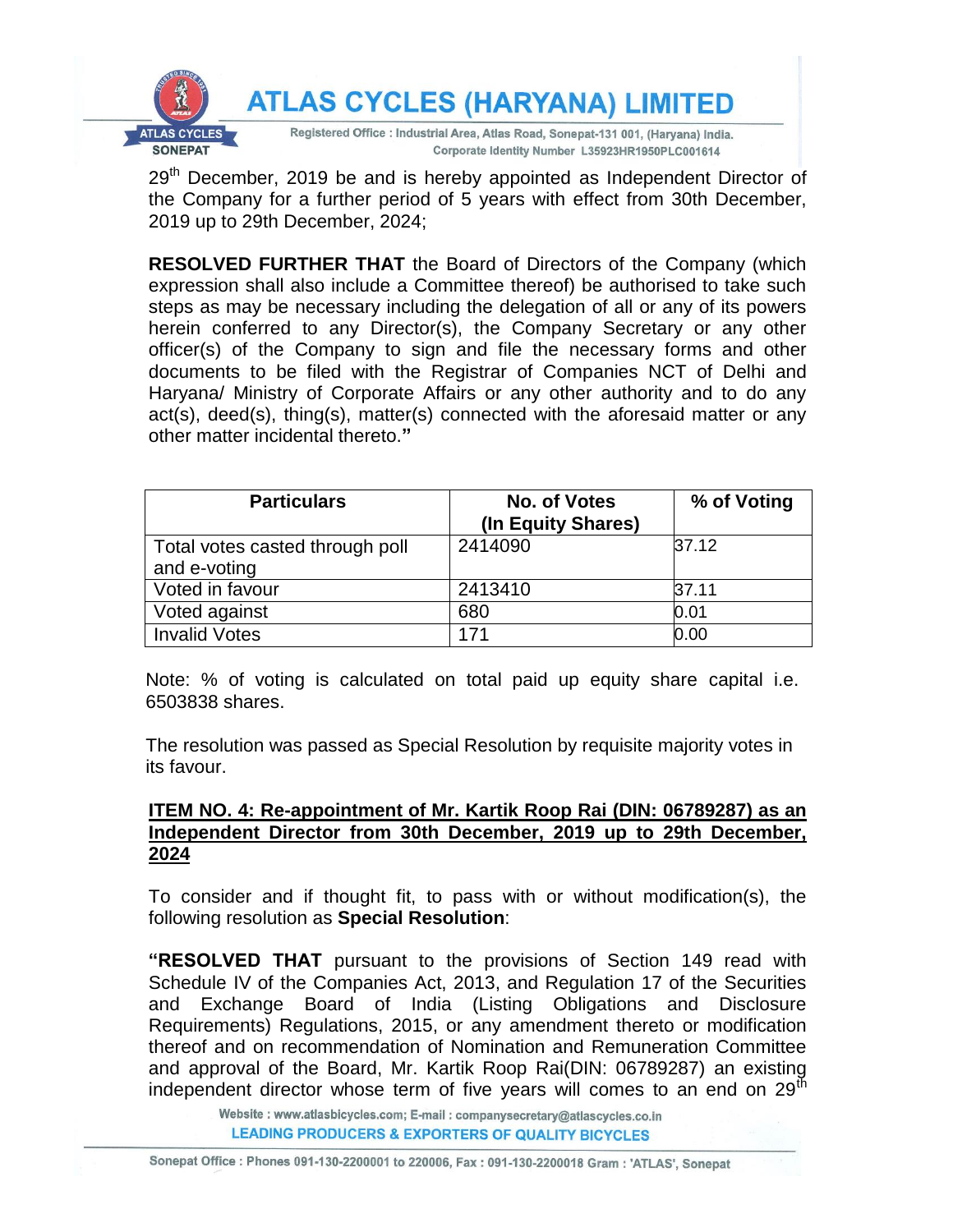29th December, 2019 be and is hereby appointed as Independent Director of the Company for a further period of 5 years with effect from 30th December, 2019 up to 29th December, 2024;

**RESOLVED FURTHER THAT** the Board of Directors of the Company (which expression shall also include a Committee thereof) be authorised to take such steps as may be necessary including the delegation of all or any of its powers herein conferred to any Director(s), the Company Secretary or any other officer(s) of the Company to sign and file the necessary forms and other documents to be filed with the Registrar of Companies NCT of Delhi and Haryana/ Ministry of Corporate Affairs or any other authority and to do any act(s), deed(s), thing(s), matter(s) connected with the aforesaid matter or any other matter incidental thereto.**"**

| Particulars | No. of Votes (In Equity Shares) | % of Voting |
|---|---|---|
| Total votes casted through poll and e-voting | 2414090 | 37.12 |
| Voted in favour | 2413410 | 37.11 |
| Voted against | 680 | 0.01 |
| Invalid Votes | 171 | 0.00 |

Note: % of voting is calculated on total paid up equity share capital i.e. 6503838 shares.

The resolution was passed as Special Resolution by requisite majority votes in its favour.

**ITEM NO. 4: Re-appointment of Mr. Kartik Roop Rai (DIN: 06789287) as an Independent Director from 30th December, 2019 up to 29th December, 2024**

To consider and if thought fit, to pass with or without modification(s), the following resolution as **Special Resolution**:

**"RESOLVED THAT** pursuant to the provisions of Section 149 read with Schedule IV of the Companies Act, 2013, and Regulation 17 of the Securities and Exchange Board of India (Listing Obligations and Disclosure Requirements) Regulations, 2015, or any amendment thereto or modification thereof and on recommendation of Nomination and Remuneration Committee and approval of the Board, Mr. Kartik Roop Rai(DIN: 06789287) an existing independent director whose term of five years will comes to an end on 29th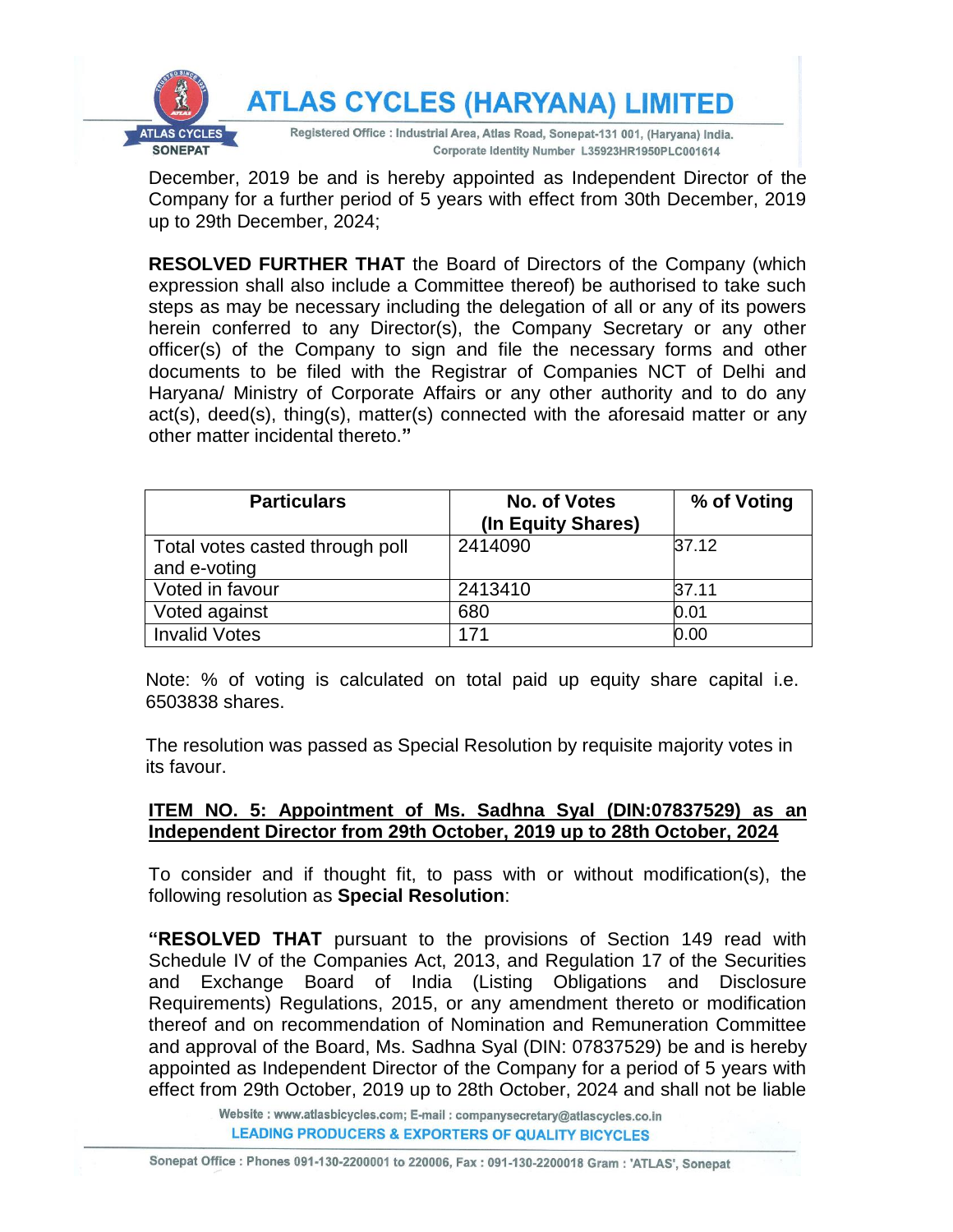December, 2019 be and is hereby appointed as Independent Director of the Company for a further period of 5 years with effect from 30th December, 2019 up to 29th December, 2024;

**RESOLVED FURTHER THAT** the Board of Directors of the Company (which expression shall also include a Committee thereof) be authorised to take such steps as may be necessary including the delegation of all or any of its powers herein conferred to any Director(s), the Company Secretary or any other officer(s) of the Company to sign and file the necessary forms and other documents to be filed with the Registrar of Companies NCT of Delhi and Haryana/ Ministry of Corporate Affairs or any other authority and to do any act(s), deed(s), thing(s), matter(s) connected with the aforesaid matter or any other matter incidental thereto.**"**

| Particulars | No. of Votes (In Equity Shares) | % of Voting |
|---|---|---|
| Total votes casted through poll and e-voting | 2414090 | 37.12 |
| Voted in favour | 2413410 | 37.11 |
| Voted against | 680 | 0.01 |
| Invalid Votes | 171 | 0.00 |

Note: % of voting is calculated on total paid up equity share capital i.e. 6503838 shares.

The resolution was passed as Special Resolution by requisite majority votes in its favour.

**ITEM NO. 5: Appointment of Ms. Sadhna Syal (DIN:07837529) as an Independent Director from 29th October, 2019 up to 28th October, 2024**

To consider and if thought fit, to pass with or without modification(s), the following resolution as **Special Resolution**:

**"RESOLVED THAT** pursuant to the provisions of Section 149 read with Schedule IV of the Companies Act, 2013, and Regulation 17 of the Securities and Exchange Board of India (Listing Obligations and Disclosure Requirements) Regulations, 2015, or any amendment thereto or modification thereof and on recommendation of Nomination and Remuneration Committee and approval of the Board, Ms. Sadhna Syal (DIN: 07837529) be and is hereby appointed as Independent Director of the Company for a period of 5 years with effect from 29th October, 2019 up to 28th October, 2024 and shall not be liable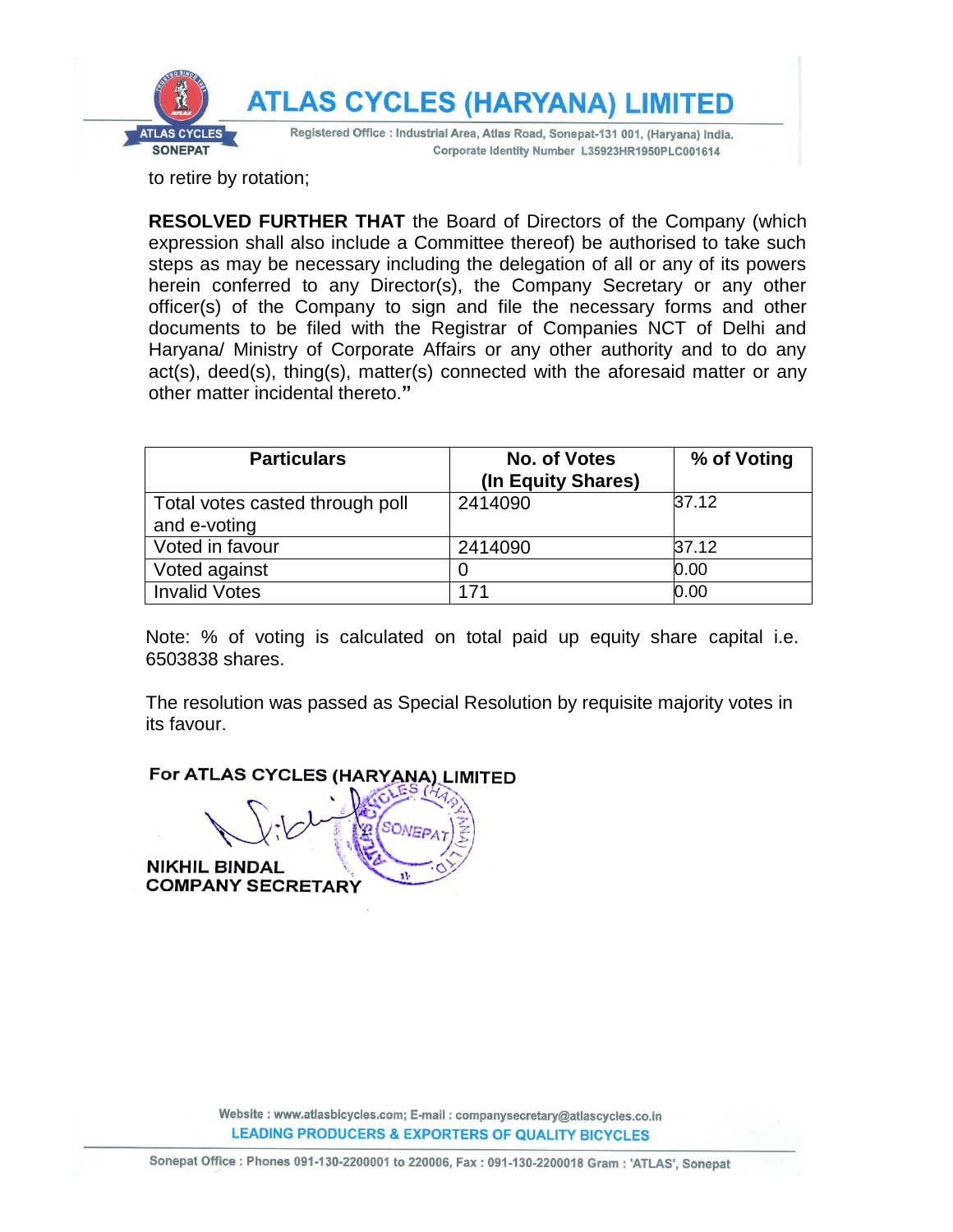to retire by rotation;

**RESOLVED FURTHER THAT** the Board of Directors of the Company (which expression shall also include a Committee thereof) be authorised to take such steps as may be necessary including the delegation of all or any of its powers herein conferred to any Director(s), the Company Secretary or any other officer(s) of the Company to sign and file the necessary forms and other documents to be filed with the Registrar of Companies NCT of Delhi and Haryana/ Ministry of Corporate Affairs or any other authority and to do any act(s), deed(s), thing(s), matter(s) connected with the aforesaid matter or any other matter incidental thereto.**"**

| Particulars | No. of Votes (In Equity Shares) | % of Voting |
|---|---|---|
| Total votes casted through poll and e-voting | 2414090 | 37.12 |
| Voted in favour | 2414090 | 37.12 |
| Voted against | 0 | 0.00 |
| Invalid Votes | 171 | 0.00 |

Note: % of voting is calculated on total paid up equity share capital i.e. 6503838 shares.

The resolution was passed as Special Resolution by requisite majority votes in its favour.

**For ATLAS CYCLES (HARYANA) LIMITED**

**NIKHIL BINDAL**
**COMPANY SECRETARY**